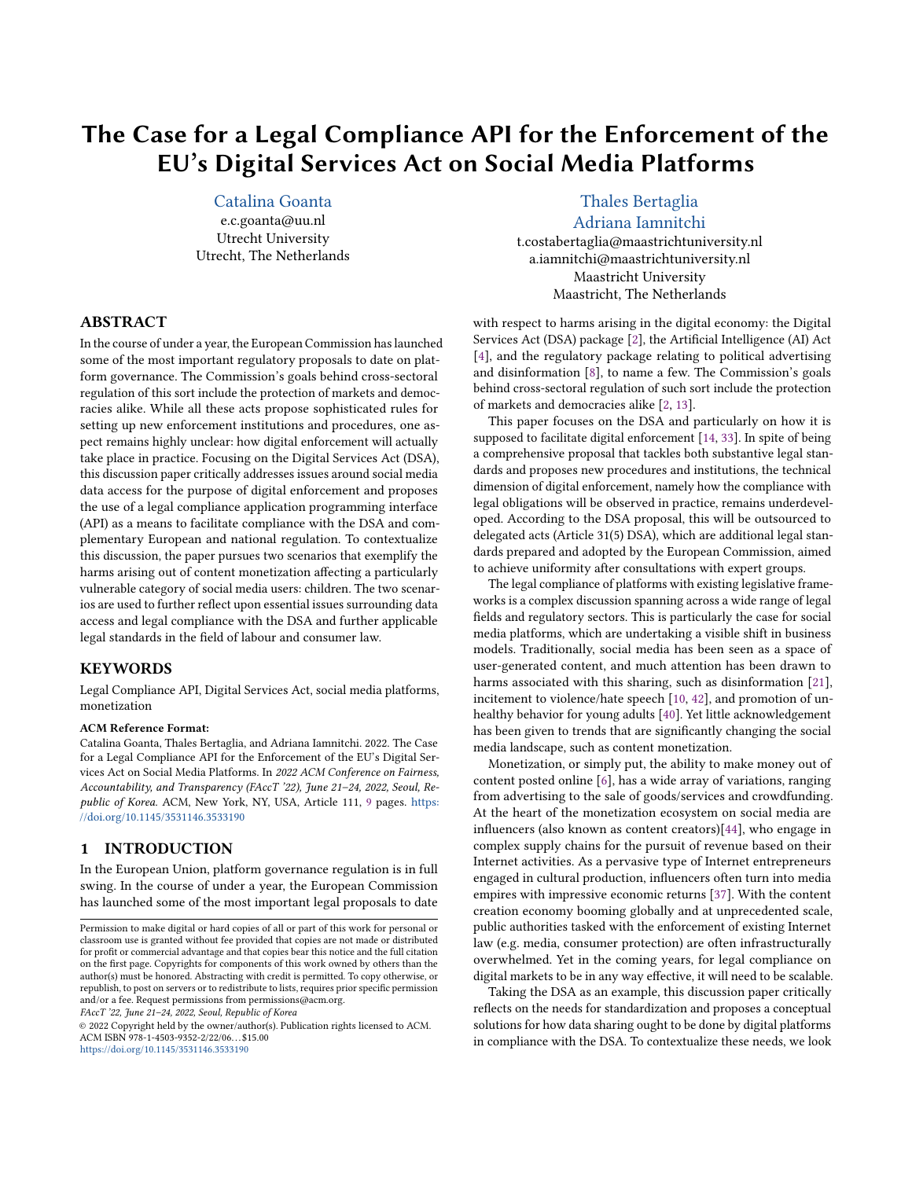# The Case for a Legal Compliance API for the Enforcement of the EU's Digital Services Act on Social Media Platforms

Catalina Goanta
e.c.goanta@uu.nl
Utrecht University
Utrecht, The Netherlands

Thales Bertaglia
Adriana Iamnitchi
t.costabertaglia@maastrichtuniversity.nl
a.iamnitchi@maastrichtuniversity.nl
Maastricht University
Maastricht, The Netherlands

## ABSTRACT

In the course of under a year, the European Commission has launched some of the most important regulatory proposals to date on platform governance. The Commission's goals behind cross-sectoral regulation of this sort include the protection of markets and democracies alike. While all these acts propose sophisticated rules for setting up new enforcement institutions and procedures, one aspect remains highly unclear: how digital enforcement will actually take place in practice. Focusing on the Digital Services Act (DSA), this discussion paper critically addresses issues around social media data access for the purpose of digital enforcement and proposes the use of a legal compliance application programming interface (API) as a means to facilitate compliance with the DSA and complementary European and national regulation. To contextualize this discussion, the paper pursues two scenarios that exemplify the harms arising out of content monetization affecting a particularly vulnerable category of social media users: children. The two scenarios are used to further reflect upon essential issues surrounding data access and legal compliance with the DSA and further applicable legal standards in the field of labour and consumer law.

## KEYWORDS

Legal Compliance API, Digital Services Act, social media platforms, monetization

**ACM Reference Format:**
Catalina Goanta, Thales Bertaglia, and Adriana Iamnitchi. 2022. The Case for a Legal Compliance API for the Enforcement of the EU's Digital Services Act on Social Media Platforms. In *2022 ACM Conference on Fairness, Accountability, and Transparency (FAccT '22), June 21–24, 2022, Seoul, Republic of Korea.* ACM, New York, NY, USA, Article 111, 9 pages. https://doi.org/10.1145/3531146.3533190

## 1 INTRODUCTION

In the European Union, platform governance regulation is in full swing. In the course of under a year, the European Commission has launched some of the most important legal proposals to date with respect to harms arising in the digital economy: the Digital Services Act (DSA) package [2], the Artificial Intelligence (AI) Act [4], and the regulatory package relating to political advertising and disinformation [8], to name a few. The Commission's goals behind cross-sectoral regulation of such sort include the protection of markets and democracies alike [2, 13].

This paper focuses on the DSA and particularly on how it is supposed to facilitate digital enforcement [14, 33]. In spite of being a comprehensive proposal that tackles both substantive legal standards and proposes new procedures and institutions, the technical dimension of digital enforcement, namely how the compliance with legal obligations will be observed in practice, remains underdeveloped. According to the DSA proposal, this will be outsourced to delegated acts (Article 31(5) DSA), which are additional legal standards prepared and adopted by the European Commission, aimed to achieve uniformity after consultations with expert groups.

The legal compliance of platforms with existing legislative frameworks is a complex discussion spanning across a wide range of legal fields and regulatory sectors. This is particularly the case for social media platforms, which are undertaking a visible shift in business models. Traditionally, social media has been seen as a space of user-generated content, and much attention has been drawn to harms associated with this sharing, such as disinformation [21], incitement to violence/hate speech [10, 42], and promotion of unhealthy behavior for young adults [40]. Yet little acknowledgement has been given to trends that are significantly changing the social media landscape, such as content monetization.

Monetization, or simply put, the ability to make money out of content posted online [6], has a wide array of variations, ranging from advertising to the sale of goods/services and crowdfunding. At the heart of the monetization ecosystem on social media are influencers (also known as content creators)[44], who engage in complex supply chains for the pursuit of revenue based on their Internet activities. As a pervasive type of Internet entrepreneurs engaged in cultural production, influencers often turn into media empires with impressive economic returns [37]. With the content creation economy booming globally and at unprecedented scale, public authorities tasked with the enforcement of existing Internet law (e.g. media, consumer protection) are often infrastructurally overwhelmed. Yet in the coming years, for legal compliance on digital markets to be in any way effective, it will need to be scalable.

Taking the DSA as an example, this discussion paper critically reflects on the needs for standardization and proposes a conceptual solutions for how data sharing ought to be done by digital platforms in compliance with the DSA. To contextualize these needs, we look

Permission to make digital or hard copies of all or part of this work for personal or classroom use is granted without fee provided that copies are not made or distributed for profit or commercial advantage and that copies bear this notice and the full citation on the first page. Copyrights for components of this work owned by others than the author(s) must be honored. Abstracting with credit is permitted. To copy otherwise, or republish, to post on servers or to redistribute to lists, requires prior specific permission and/or a fee. Request permissions from permissions@acm.org.
*FAccT '22, June 21–24, 2022, Seoul, Republic of Korea*
© 2022 Copyright held by the owner/author(s). Publication rights licensed to ACM.
ACM ISBN 978-1-4503-9352-2/22/06...$15.00
https://doi.org/10.1145/3531146.3533190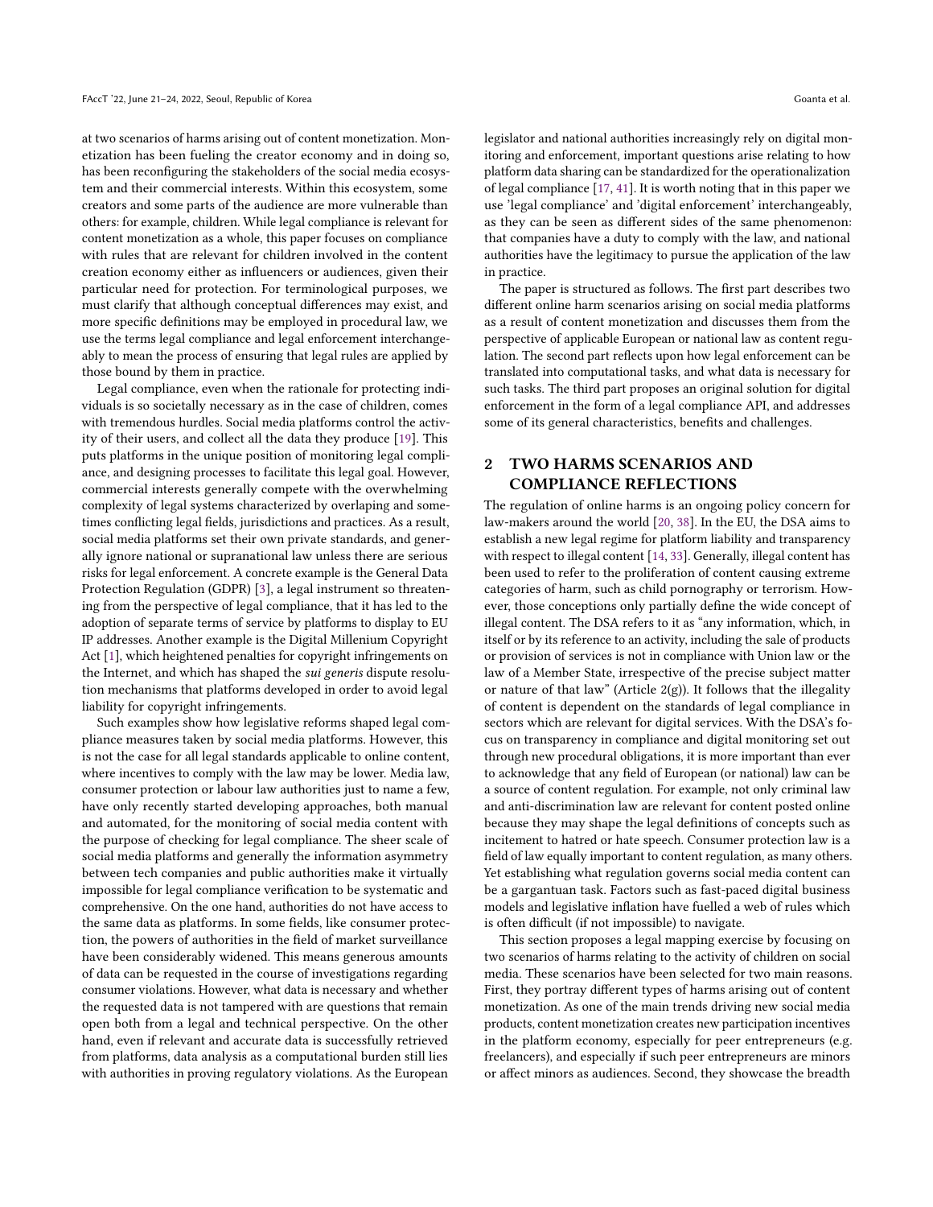at two scenarios of harms arising out of content monetization. Monetization has been fueling the creator economy and in doing so, has been reconfiguring the stakeholders of the social media ecosystem and their commercial interests. Within this ecosystem, some creators and some parts of the audience are more vulnerable than others: for example, children. While legal compliance is relevant for content monetization as a whole, this paper focuses on compliance with rules that are relevant for children involved in the content creation economy either as influencers or audiences, given their particular need for protection. For terminological purposes, we must clarify that although conceptual differences may exist, and more specific definitions may be employed in procedural law, we use the terms legal compliance and legal enforcement interchangeably to mean the process of ensuring that legal rules are applied by those bound by them in practice.

Legal compliance, even when the rationale for protecting individuals is so societally necessary as in the case of children, comes with tremendous hurdles. Social media platforms control the activity of their users, and collect all the data they produce [19]. This puts platforms in the unique position of monitoring legal compliance, and designing processes to facilitate this legal goal. However, commercial interests generally compete with the overwhelming complexity of legal systems characterized by overlaping and sometimes conflicting legal fields, jurisdictions and practices. As a result, social media platforms set their own private standards, and generally ignore national or supranational law unless there are serious risks for legal enforcement. A concrete example is the General Data Protection Regulation (GDPR) [3], a legal instrument so threatening from the perspective of legal compliance, that it has led to the adoption of separate terms of service by platforms to display to EU IP addresses. Another example is the Digital Millenium Copyright Act [1], which heightened penalties for copyright infringements on the Internet, and which has shaped the *sui generis* dispute resolution mechanisms that platforms developed in order to avoid legal liability for copyright infringements.

Such examples show how legislative reforms shaped legal compliance measures taken by social media platforms. However, this is not the case for all legal standards applicable to online content, where incentives to comply with the law may be lower. Media law, consumer protection or labour law authorities just to name a few, have only recently started developing approaches, both manual and automated, for the monitoring of social media content with the purpose of checking for legal compliance. The sheer scale of social media platforms and generally the information asymmetry between tech companies and public authorities make it virtually impossible for legal compliance verification to be systematic and comprehensive. On the one hand, authorities do not have access to the same data as platforms. In some fields, like consumer protection, the powers of authorities in the field of market surveillance have been considerably widened. This means generous amounts of data can be requested in the course of investigations regarding consumer violations. However, what data is necessary and whether the requested data is not tampered with are questions that remain open both from a legal and technical perspective. On the other hand, even if relevant and accurate data is successfully retrieved from platforms, data analysis as a computational burden still lies with authorities in proving regulatory violations. As the European legislator and national authorities increasingly rely on digital monitoring and enforcement, important questions arise relating to how platform data sharing can be standardized for the operationalization of legal compliance [17, 41]. It is worth noting that in this paper we use 'legal compliance' and 'digital enforcement' interchangeably, as they can be seen as different sides of the same phenomenon: that companies have a duty to comply with the law, and national authorities have the legitimacy to pursue the application of the law in practice.

The paper is structured as follows. The first part describes two different online harm scenarios arising on social media platforms as a result of content monetization and discusses them from the perspective of applicable European or national law as content regulation. The second part reflects upon how legal enforcement can be translated into computational tasks, and what data is necessary for such tasks. The third part proposes an original solution for digital enforcement in the form of a legal compliance API, and addresses some of its general characteristics, benefits and challenges.

## 2 TWO HARMS SCENARIOS AND COMPLIANCE REFLECTIONS

The regulation of online harms is an ongoing policy concern for law-makers around the world [20, 38]. In the EU, the DSA aims to establish a new legal regime for platform liability and transparency with respect to illegal content [14, 33]. Generally, illegal content has been used to refer to the proliferation of content causing extreme categories of harm, such as child pornography or terrorism. However, those conceptions only partially define the wide concept of illegal content. The DSA refers to it as "any information, which, in itself or by its reference to an activity, including the sale of products or provision of services is not in compliance with Union law or the law of a Member State, irrespective of the precise subject matter or nature of that law" (Article 2(g)). It follows that the illegality of content is dependent on the standards of legal compliance in sectors which are relevant for digital services. With the DSA's focus on transparency in compliance and digital monitoring set out through new procedural obligations, it is more important than ever to acknowledge that any field of European (or national) law can be a source of content regulation. For example, not only criminal law and anti-discrimination law are relevant for content posted online because they may shape the legal definitions of concepts such as incitement to hatred or hate speech. Consumer protection law is a field of law equally important to content regulation, as many others. Yet establishing what regulation governs social media content can be a gargantuan task. Factors such as fast-paced digital business models and legislative inflation have fuelled a web of rules which is often difficult (if not impossible) to navigate.

This section proposes a legal mapping exercise by focusing on two scenarios of harms relating to the activity of children on social media. These scenarios have been selected for two main reasons. First, they portray different types of harms arising out of content monetization. As one of the main trends driving new social media products, content monetization creates new participation incentives in the platform economy, especially for peer entrepreneurs (e.g. freelancers), and especially if such peer entrepreneurs are minors or affect minors as audiences. Second, they showcase the breadth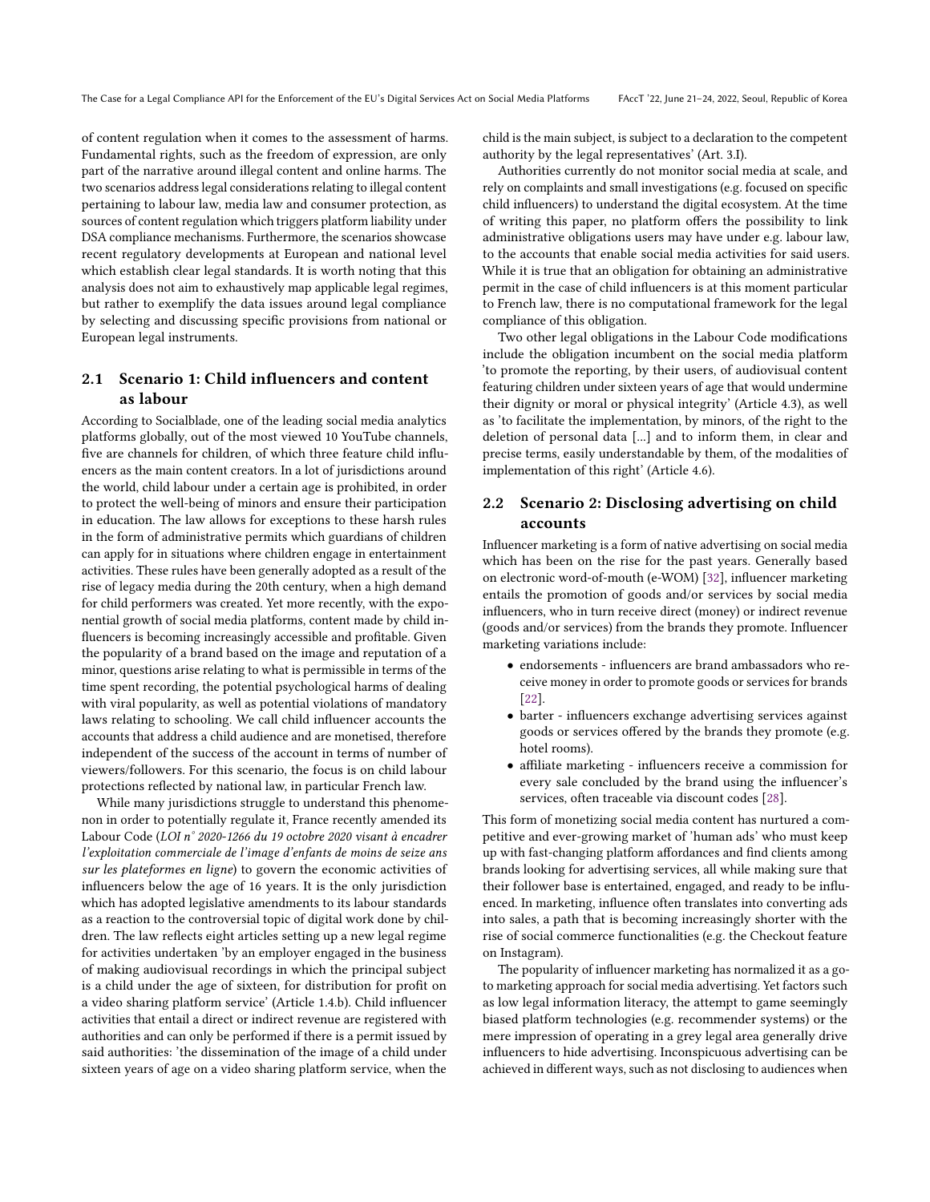of content regulation when it comes to the assessment of harms. Fundamental rights, such as the freedom of expression, are only part of the narrative around illegal content and online harms. The two scenarios address legal considerations relating to illegal content pertaining to labour law, media law and consumer protection, as sources of content regulation which triggers platform liability under DSA compliance mechanisms. Furthermore, the scenarios showcase recent regulatory developments at European and national level which establish clear legal standards. It is worth noting that this analysis does not aim to exhaustively map applicable legal regimes, but rather to exemplify the data issues around legal compliance by selecting and discussing specific provisions from national or European legal instruments.

## 2.1 Scenario 1: Child influencers and content as labour

According to Socialblade, one of the leading social media analytics platforms globally, out of the most viewed 10 YouTube channels, five are channels for children, of which three feature child influencers as the main content creators. In a lot of jurisdictions around the world, child labour under a certain age is prohibited, in order to protect the well-being of minors and ensure their participation in education. The law allows for exceptions to these harsh rules in the form of administrative permits which guardians of children can apply for in situations where children engage in entertainment activities. These rules have been generally adopted as a result of the rise of legacy media during the 20th century, when a high demand for child performers was created. Yet more recently, with the exponential growth of social media platforms, content made by child influencers is becoming increasingly accessible and profitable. Given the popularity of a brand based on the image and reputation of a minor, questions arise relating to what is permissible in terms of the time spent recording, the potential psychological harms of dealing with viral popularity, as well as potential violations of mandatory laws relating to schooling. We call child influencer accounts the accounts that address a child audience and are monetised, therefore independent of the success of the account in terms of number of viewers/followers. For this scenario, the focus is on child labour protections reflected by national law, in particular French law.

While many jurisdictions struggle to understand this phenomenon in order to potentially regulate it, France recently amended its Labour Code (*LOI n° 2020-1266 du 19 octobre 2020 visant à encadrer l'exploitation commerciale de l'image d'enfants de moins de seize ans sur les plateformes en ligne*) to govern the economic activities of influencers below the age of 16 years. It is the only jurisdiction which has adopted legislative amendments to its labour standards as a reaction to the controversial topic of digital work done by children. The law reflects eight articles setting up a new legal regime for activities undertaken 'by an employer engaged in the business of making audiovisual recordings in which the principal subject is a child under the age of sixteen, for distribution for profit on a video sharing platform service' (Article 1.4.b). Child influencer activities that entail a direct or indirect revenue are registered with authorities and can only be performed if there is a permit issued by said authorities: 'the dissemination of the image of a child under sixteen years of age on a video sharing platform service, when the child is the main subject, is subject to a declaration to the competent authority by the legal representatives' (Art. 3.I).

Authorities currently do not monitor social media at scale, and rely on complaints and small investigations (e.g. focused on specific child influencers) to understand the digital ecosystem. At the time of writing this paper, no platform offers the possibility to link administrative obligations users may have under e.g. labour law, to the accounts that enable social media activities for said users. While it is true that an obligation for obtaining an administrative permit in the case of child influencers is at this moment particular to French law, there is no computational framework for the legal compliance of this obligation.

Two other legal obligations in the Labour Code modifications include the obligation incumbent on the social media platform 'to promote the reporting, by their users, of audiovisual content featuring children under sixteen years of age that would undermine their dignity or moral or physical integrity' (Article 4.3), as well as 'to facilitate the implementation, by minors, of the right to the deletion of personal data [...] and to inform them, in clear and precise terms, easily understandable by them, of the modalities of implementation of this right' (Article 4.6).

## 2.2 Scenario 2: Disclosing advertising on child accounts

Influencer marketing is a form of native advertising on social media which has been on the rise for the past years. Generally based on electronic word-of-mouth (e-WOM) [32], influencer marketing entails the promotion of goods and/or services by social media influencers, who in turn receive direct (money) or indirect revenue (goods and/or services) from the brands they promote. Influencer marketing variations include:

- endorsements - influencers are brand ambassadors who receive money in order to promote goods or services for brands [22].
- barter - influencers exchange advertising services against goods or services offered by the brands they promote (e.g. hotel rooms).
- affiliate marketing - influencers receive a commission for every sale concluded by the brand using the influencer's services, often traceable via discount codes [28].

This form of monetizing social media content has nurtured a competitive and ever-growing market of 'human ads' who must keep up with fast-changing platform affordances and find clients among brands looking for advertising services, all while making sure that their follower base is entertained, engaged, and ready to be influenced. In marketing, influence often translates into converting ads into sales, a path that is becoming increasingly shorter with the rise of social commerce functionalities (e.g. the Checkout feature on Instagram).

The popularity of influencer marketing has normalized it as a go-to marketing approach for social media advertising. Yet factors such as low legal information literacy, the attempt to game seemingly biased platform technologies (e.g. recommender systems) or the mere impression of operating in a grey legal area generally drive influencers to hide advertising. Inconspicuous advertising can be achieved in different ways, such as not disclosing to audiences when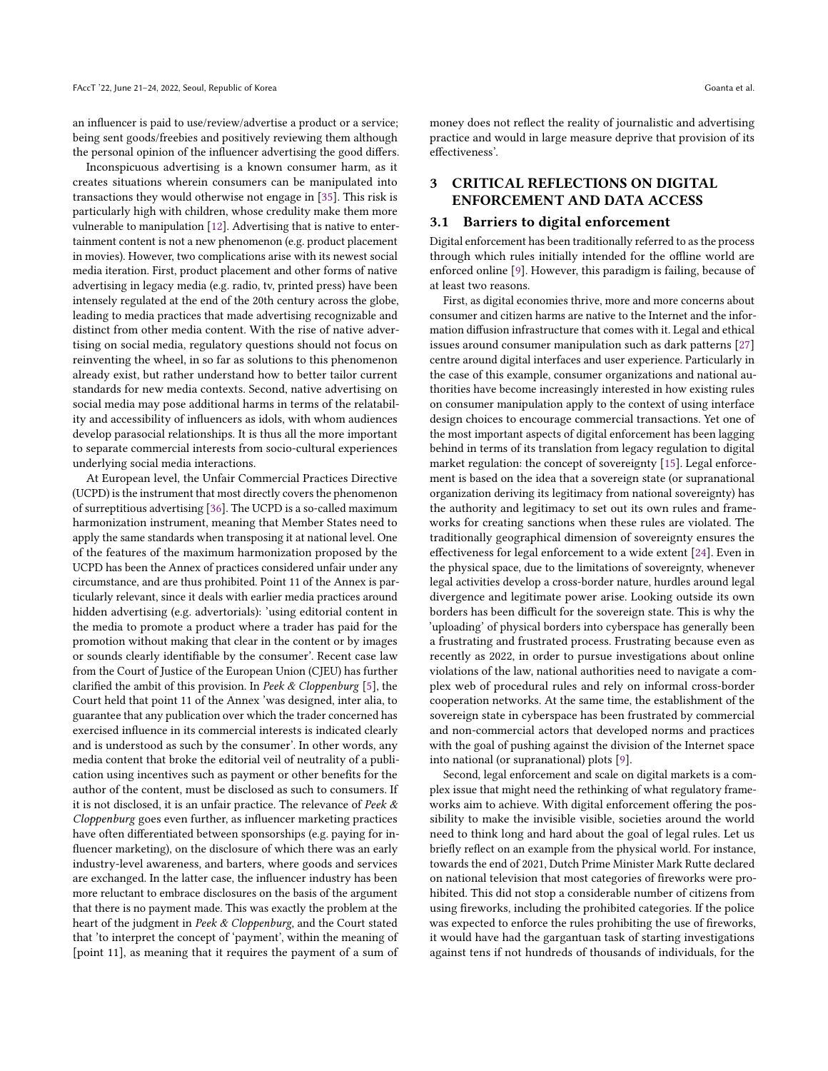an influencer is paid to use/review/advertise a product or a service; being sent goods/freebies and positively reviewing them although the personal opinion of the influencer advertising the good differs.

Inconspicuous advertising is a known consumer harm, as it creates situations wherein consumers can be manipulated into transactions they would otherwise not engage in [35]. This risk is particularly high with children, whose credulity make them more vulnerable to manipulation [12]. Advertising that is native to entertainment content is not a new phenomenon (e.g. product placement in movies). However, two complications arise with its newest social media iteration. First, product placement and other forms of native advertising in legacy media (e.g. radio, tv, printed press) have been intensely regulated at the end of the 20th century across the globe, leading to media practices that made advertising recognizable and distinct from other media content. With the rise of native advertising on social media, regulatory questions should not focus on reinventing the wheel, in so far as solutions to this phenomenon already exist, but rather understand how to better tailor current standards for new media contexts. Second, native advertising on social media may pose additional harms in terms of the relatability and accessibility of influencers as idols, with whom audiences develop parasocial relationships. It is thus all the more important to separate commercial interests from socio-cultural experiences underlying social media interactions.

At European level, the Unfair Commercial Practices Directive (UCPD) is the instrument that most directly covers the phenomenon of surreptitious advertising [36]. The UCPD is a so-called maximum harmonization instrument, meaning that Member States need to apply the same standards when transposing it at national level. One of the features of the maximum harmonization proposed by the UCPD has been the Annex of practices considered unfair under any circumstance, and are thus prohibited. Point 11 of the Annex is particularly relevant, since it deals with earlier media practices around hidden advertising (e.g. advertorials): 'using editorial content in the media to promote a product where a trader has paid for the promotion without making that clear in the content or by images or sounds clearly identifiable by the consumer'. Recent case law from the Court of Justice of the European Union (CJEU) has further clarified the ambit of this provision. In *Peek & Cloppenburg* [5], the Court held that point 11 of the Annex 'was designed, inter alia, to guarantee that any publication over which the trader concerned has exercised influence in its commercial interests is indicated clearly and is understood as such by the consumer'. In other words, any media content that broke the editorial veil of neutrality of a publication using incentives such as payment or other benefits for the author of the content, must be disclosed as such to consumers. If it is not disclosed, it is an unfair practice. The relevance of *Peek & Cloppenburg* goes even further, as influencer marketing practices have often differentiated between sponsorships (e.g. paying for influencer marketing), on the disclosure of which there was an early industry-level awareness, and barters, where goods and services are exchanged. In the latter case, the influencer industry has been more reluctant to embrace disclosures on the basis of the argument that there is no payment made. This was exactly the problem at the heart of the judgment in *Peek & Cloppenburg*, and the Court stated that 'to interpret the concept of 'payment', within the meaning of [point 11], as meaning that it requires the payment of a sum of money does not reflect the reality of journalistic and advertising practice and would in large measure deprive that provision of its effectiveness'.

## 3 CRITICAL REFLECTIONS ON DIGITAL ENFORCEMENT AND DATA ACCESS

### 3.1 Barriers to digital enforcement

Digital enforcement has been traditionally referred to as the process through which rules initially intended for the offline world are enforced online [9]. However, this paradigm is failing, because of at least two reasons.

First, as digital economies thrive, more and more concerns about consumer and citizen harms are native to the Internet and the information diffusion infrastructure that comes with it. Legal and ethical issues around consumer manipulation such as dark patterns [27] centre around digital interfaces and user experience. Particularly in the case of this example, consumer organizations and national authorities have become increasingly interested in how existing rules on consumer manipulation apply to the context of using interface design choices to encourage commercial transactions. Yet one of the most important aspects of digital enforcement has been lagging behind in terms of its translation from legacy regulation to digital market regulation: the concept of sovereignty [15]. Legal enforcement is based on the idea that a sovereign state (or supranational organization deriving its legitimacy from national sovereignty) has the authority and legitimacy to set out its own rules and frameworks for creating sanctions when these rules are violated. The traditionally geographical dimension of sovereignty ensures the effectiveness for legal enforcement to a wide extent [24]. Even in the physical space, due to the limitations of sovereignty, whenever legal activities develop a cross-border nature, hurdles around legal divergence and legitimate power arise. Looking outside its own borders has been difficult for the sovereign state. This is why the 'uploading' of physical borders into cyberspace has generally been a frustrating and frustrated process. Frustrating because even as recently as 2022, in order to pursue investigations about online violations of the law, national authorities need to navigate a complex web of procedural rules and rely on informal cross-border cooperation networks. At the same time, the establishment of the sovereign state in cyberspace has been frustrated by commercial and non-commercial actors that developed norms and practices with the goal of pushing against the division of the Internet space into national (or supranational) plots [9].

Second, legal enforcement and scale on digital markets is a complex issue that might need the rethinking of what regulatory frameworks aim to achieve. With digital enforcement offering the possibility to make the invisible visible, societies around the world need to think long and hard about the goal of legal rules. Let us briefly reflect on an example from the physical world. For instance, towards the end of 2021, Dutch Prime Minister Mark Rutte declared on national television that most categories of fireworks were prohibited. This did not stop a considerable number of citizens from using fireworks, including the prohibited categories. If the police was expected to enforce the rules prohibiting the use of fireworks, it would have had the gargantuan task of starting investigations against tens if not hundreds of thousands of individuals, for the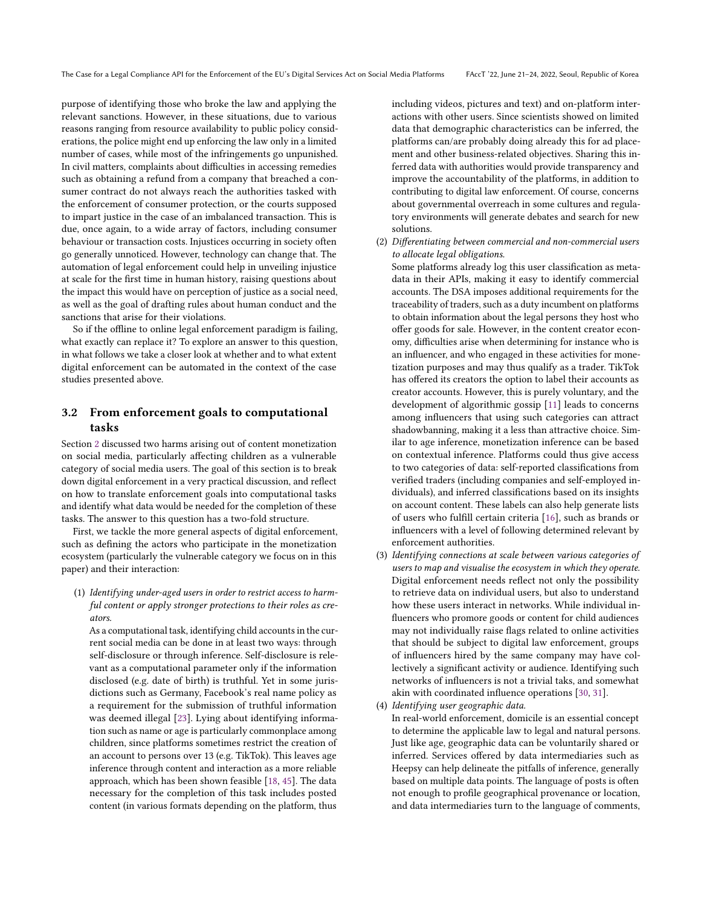purpose of identifying those who broke the law and applying the relevant sanctions. However, in these situations, due to various reasons ranging from resource availability to public policy considerations, the police might end up enforcing the law only in a limited number of cases, while most of the infringements go unpunished. In civil matters, complaints about difficulties in accessing remedies such as obtaining a refund from a company that breached a consumer contract do not always reach the authorities tasked with the enforcement of consumer protection, or the courts supposed to impart justice in the case of an imbalanced transaction. This is due, once again, to a wide array of factors, including consumer behaviour or transaction costs. Injustices occurring in society often go generally unnoticed. However, technology can change that. The automation of legal enforcement could help in unveiling injustice at scale for the first time in human history, raising questions about the impact this would have on perception of justice as a social need, as well as the goal of drafting rules about human conduct and the sanctions that arise for their violations.

So if the offline to online legal enforcement paradigm is failing, what exactly can replace it? To explore an answer to this question, in what follows we take a closer look at whether and to what extent digital enforcement can be automated in the context of the case studies presented above.

### 3.2 From enforcement goals to computational tasks

Section 2 discussed two harms arising out of content monetization on social media, particularly affecting children as a vulnerable category of social media users. The goal of this section is to break down digital enforcement in a very practical discussion, and reflect on how to translate enforcement goals into computational tasks and identify what data would be needed for the completion of these tasks. The answer to this question has a two-fold structure.

First, we tackle the more general aspects of digital enforcement, such as defining the actors who participate in the monetization ecosystem (particularly the vulnerable category we focus on in this paper) and their interaction:

1. *Identifying under-aged users in order to restrict access to harmful content or apply stronger protections to their roles as creators.*
   As a computational task, identifying child accounts in the current social media can be done in at least two ways: through self-disclosure or through inference. Self-disclosure is relevant as a computational parameter only if the information disclosed (e.g. date of birth) is truthful. Yet in some jurisdictions such as Germany, Facebook's real name policy as a requirement for the submission of truthful information was deemed illegal [23]. Lying about identifying information such as name or age is particularly commonplace among children, since platforms sometimes restrict the creation of an account to persons over 13 (e.g. TikTok). This leaves age inference through content and interaction as a more reliable approach, which has been shown feasible [18, 45]. The data necessary for the completion of this task includes posted content (in various formats depending on the platform, thus including videos, pictures and text) and on-platform interactions with other users. Since scientists showed on limited data that demographic characteristics can be inferred, the platforms can/are probably doing already this for ad placement and other business-related objectives. Sharing this inferred data with authorities would provide transparency and improve the accountability of the platforms, in addition to contributing to digital law enforcement. Of course, concerns about governmental overreach in some cultures and regulatory environments will generate debates and search for new solutions.
2. *Differentiating between commercial and non-commercial users to allocate legal obligations.*
   Some platforms already log this user classification as metadata in their APIs, making it easy to identify commercial accounts. The DSA imposes additional requirements for the traceability of traders, such as a duty incumbent on platforms to obtain information about the legal persons they host who offer goods for sale. However, in the content creator economy, difficulties arise when determining for instance who is an influencer, and who engaged in these activities for monetization purposes and may thus qualify as a trader. TikTok has offered its creators the option to label their accounts as creator accounts. However, this is purely voluntary, and the development of algorithmic gossip [11] leads to concerns among influencers that using such categories can attract shadowbanning, making it a less than attractive choice. Similar to age inference, monetization inference can be based on contextual inference. Platforms could thus give access to two categories of data: self-reported classifications from verified traders (including companies and self-employed individuals), and inferred classifications based on its insights on account content. These labels can also help generate lists of users who fulfill certain criteria [16], such as brands or influencers with a level of following determined relevant by enforcement authorities.
3. *Identifying connections at scale between various categories of users to map and visualise the ecosystem in which they operate.*
   Digital enforcement needs reflect not only the possibility to retrieve data on individual users, but also to understand how these users interact in networks. While individual influencers who promore goods or content for child audiences may not individually raise flags related to online activities that should be subject to digital law enforcement, groups of influencers hired by the same company may have collectively a significant activity or audience. Identifying such networks of influencers is not a trivial taks, and somewhat akin with coordinated influence operations [30, 31].
4. *Identifying user geographic data.*
   In real-world enforcement, domicile is an essential concept to determine the applicable law to legal and natural persons. Just like age, geographic data can be voluntarily shared or inferred. Services offered by data intermediaries such as Heepsy can help delineate the pitfalls of inference, generally based on multiple data points. The language of posts is often not enough to profile geographical provenance or location, and data intermediaries turn to the language of comments,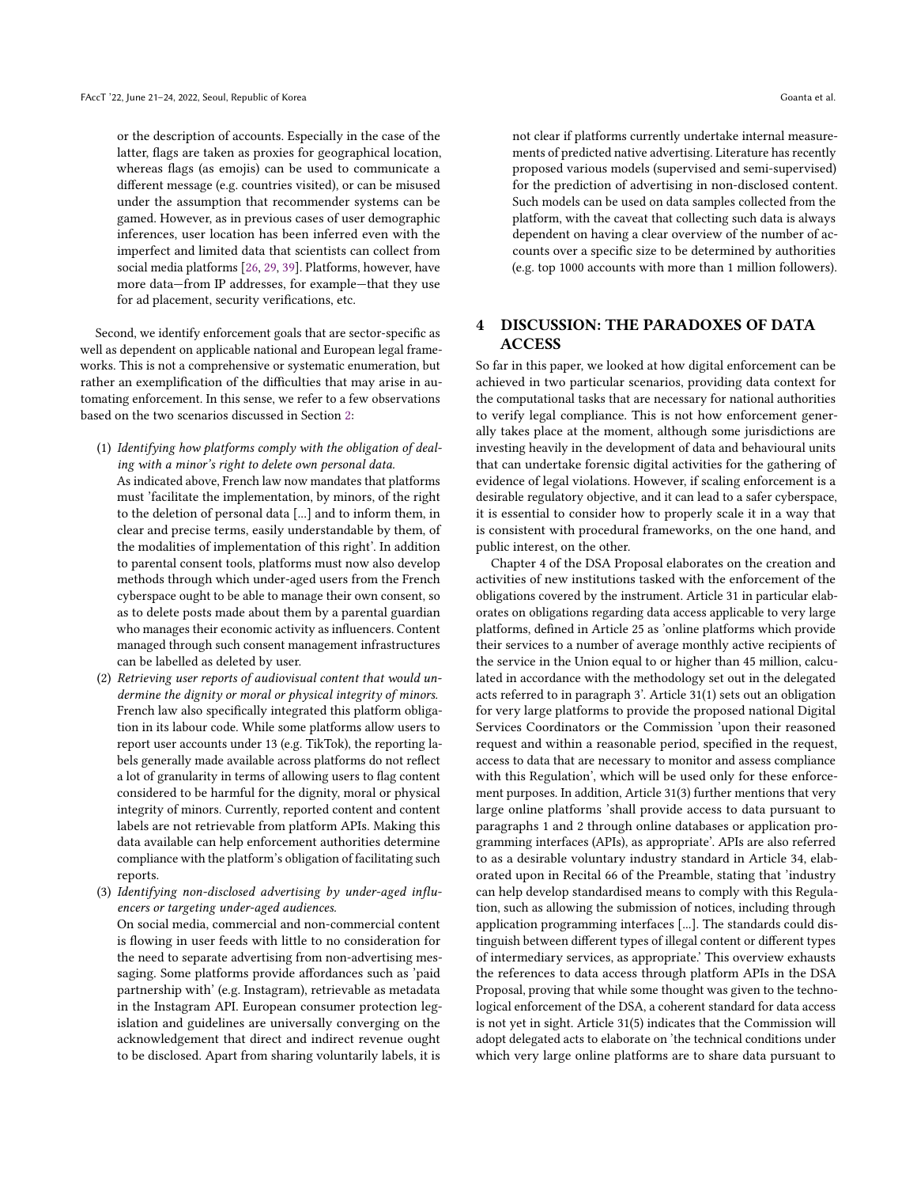or the description of accounts. Especially in the case of the latter, flags are taken as proxies for geographical location, whereas flags (as emojis) can be used to communicate a different message (e.g. countries visited), or can be misused under the assumption that recommender systems can be gamed. However, as in previous cases of user demographic inferences, user location has been inferred even with the imperfect and limited data that scientists can collect from social media platforms [26, 29, 39]. Platforms, however, have more data—from IP addresses, for example—that they use for ad placement, security verifications, etc.

Second, we identify enforcement goals that are sector-specific as well as dependent on applicable national and European legal frameworks. This is not a comprehensive or systematic enumeration, but rather an exemplification of the difficulties that may arise in automating enforcement. In this sense, we refer to a few observations based on the two scenarios discussed in Section 2:

(1) *Identifying how platforms comply with the obligation of dealing with a minor's right to delete own personal data.*
As indicated above, French law now mandates that platforms must 'facilitate the implementation, by minors, of the right to the deletion of personal data [...] and to inform them, in clear and precise terms, easily understandable by them, of the modalities of implementation of this right'. In addition to parental consent tools, platforms must now also develop methods through which under-aged users from the French cyberspace ought to be able to manage their own consent, so as to delete posts made about them by a parental guardian who manages their economic activity as influencers. Content managed through such consent management infrastructures can be labelled as deleted by user.

(2) *Retrieving user reports of audiovisual content that would undermine the dignity or moral or physical integrity of minors.*
French law also specifically integrated this platform obligation in its labour code. While some platforms allow users to report user accounts under 13 (e.g. TikTok), the reporting labels generally made available across platforms do not reflect a lot of granularity in terms of allowing users to flag content considered to be harmful for the dignity, moral or physical integrity of minors. Currently, reported content and content labels are not retrievable from platform APIs. Making this data available can help enforcement authorities determine compliance with the platform's obligation of facilitating such reports.

(3) *Identifying non-disclosed advertising by under-aged influencers or targeting under-aged audiences.*
On social media, commercial and non-commercial content is flowing in user feeds with little to no consideration for the need to separate advertising from non-advertising messaging. Some platforms provide affordances such as 'paid partnership with' (e.g. Instagram), retrievable as metadata in the Instagram API. European consumer protection legislation and guidelines are universally converging on the acknowledgement that direct and indirect revenue ought to be disclosed. Apart from sharing voluntarily labels, it is not clear if platforms currently undertake internal measurements of predicted native advertising. Literature has recently proposed various models (supervised and semi-supervised) for the prediction of advertising in non-disclosed content. Such models can be used on data samples collected from the platform, with the caveat that collecting such data is always dependent on having a clear overview of the number of accounts over a specific size to be determined by authorities (e.g. top 1000 accounts with more than 1 million followers).

# 4 DISCUSSION: THE PARADOXES OF DATA ACCESS

So far in this paper, we looked at how digital enforcement can be ascertained in two particular scenarios, providing data context for the computational tasks that are necessary for national authorities to verify legal compliance. This is not how enforcement generally takes place at the moment, although some jurisdictions are investing heavily in the development of data and behavioural units that can undertake forensic digital activities for the gathering of evidence of legal violations. However, if scaling enforcement is a desirable regulatory objective, and it can lead to a safer cyberspace, it is essential to consider how to properly scale it in a way that is consistent with procedural frameworks, on the one hand, and public interest, on the other.

Chapter 4 of the DSA Proposal elaborates on the creation and activities of new institutions tasked with the enforcement of the obligations covered by the instrument. Article 31 in particular elaborates on obligations regarding data access applicable to very large platforms, defined in Article 25 as 'online platforms which provide their services to a number of average monthly active recipients of the service in the Union equal to or higher than 45 million, calculated in accordance with the methodology set out in the delegated acts referred to in paragraph 3'. Article 31(1) sets out an obligation for very large platforms to provide the proposed national Digital Services Coordinators or the Commission 'upon their reasoned request and within a reasonable period, specified in the request, access to data that are necessary to monitor and assess compliance with this Regulation', which will be used only for these enforcement purposes. In addition, Article 31(3) further mentions that very large online platforms 'shall provide access to data pursuant to paragraphs 1 and 2 through online databases or application programming interfaces (APIs), as appropriate'. APIs are also referred to as a desirable voluntary industry standard in Article 34, elaborated upon in Recital 66 of the Preamble, stating that 'industry can help develop standardised means to comply with this Regulation, such as allowing the submission of notices, including through application programming interfaces [...]. The standards could distinguish between different types of illegal content or different types of intermediary services, as appropriate.' This overview exhausts the references to data access through platform APIs in the DSA Proposal, proving that while some thought was given to the technological enforcement of the DSA, a coherent standard for data access is not yet in sight. Article 31(5) indicates that the Commission will adopt delegated acts to elaborate on 'the technical conditions under which very large online platforms are to share data pursuant to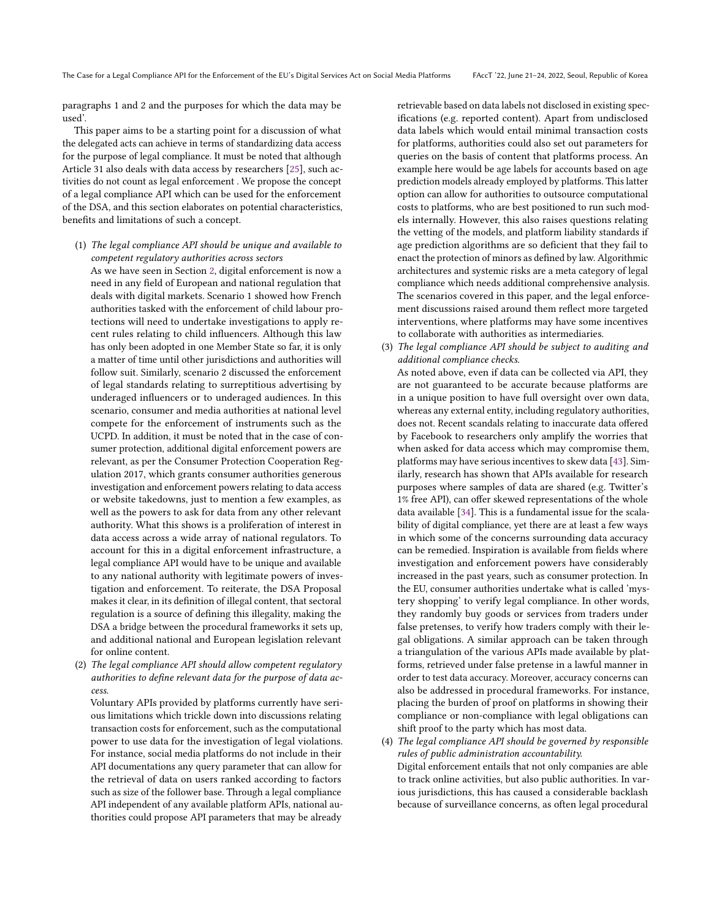paragraphs 1 and 2 and the purposes for which the data may be used'.

This paper aims to be a starting point for a discussion of what the delegated acts can achieve in terms of standardizing data access for the purpose of legal compliance. It must be noted that although Article 31 also deals with data access by researchers [25], such activities do not count as legal enforcement . We propose the concept of a legal compliance API which can be used for the enforcement of the DSA, and this section elaborates on potential characteristics, benefits and limitations of such a concept.

(1) *The legal compliance API should be unique and available to competent regulatory authorities across sectors*
   As we have seen in Section 2, digital enforcement is now a need in any field of European and national regulation that deals with digital markets. Scenario 1 showed how French authorities tasked with the enforcement of child labour protections will need to undertake investigations to apply recent rules relating to child influencers. Although this law has only been adopted in one Member State so far, it is only a matter of time until other jurisdictions and authorities will follow suit. Similarly, scenario 2 discussed the enforcement of legal standards relating to surreptitious advertising by underaged influencers or to underaged audiences. In this scenario, consumer and media authorities at national level compete for the enforcement of instruments such as the UCPD. In addition, it must be noted that in the case of consumer protection, additional digital enforcement powers are relevant, as per the Consumer Protection Cooperation Regulation 2017, which grants consumer authorities generous investigation and enforcement powers relating to data access or website takedowns, just to mention a few examples, as well as the powers to ask for data from any other relevant authority. What this shows is a proliferation of interest in data access across a wide array of national regulators. To account for this in a digital enforcement infrastructure, a legal compliance API would have to be unique and available to any national authority with legitimate powers of investigation and enforcement. To reiterate, the DSA Proposal makes it clear, in its definition of illegal content, that sectoral regulation is a source of defining this illegality, making the DSA a bridge between the procedural frameworks it sets up, and additional national and European legislation relevant for online content.
(2) *The legal compliance API should allow competent regulatory authorities to define relevant data for the purpose of data access.*
   Voluntary APIs provided by platforms currently have serious limitations which trickle down into discussions relating transaction costs for enforcement, such as the computational power to use data for the investigation of legal violations. For instance, social media platforms do not include in their API documentations any query parameter that can allow for the retrieval of data on users ranked according to factors such as size of the follower base. Through a legal compliance API independent of any available platform APIs, national authorities could propose API parameters that may be already retrievable based on data labels not disclosed in existing specifications (e.g. reported content). Apart from undisclosed data labels which would entail minimal transaction costs for platforms, authorities could also set out parameters for queries on the basis of content that platforms process. An example here would be age labels for accounts based on age prediction models already employed by platforms. This latter option can allow for authorities to outsource computational costs to platforms, who are best positioned to run such models internally. However, this also raises questions relating the vetting of the models, and platform liability standards if age prediction algorithms are so deficient that they fail to enact the protection of minors as defined by law. Algorithmic architectures and systemic risks are a meta category of legal compliance which needs additional comprehensive analysis. The scenarios covered in this paper, and the legal enforcement discussions raised around them reflect more targeted interventions, where platforms may have some incentives to collaborate with authorities as intermediaries.
(3) *The legal compliance API should be subject to auditing and additional compliance checks.*
   As noted above, even if data can be collected via API, they are not guaranteed to be accurate because platforms are in a unique position to have full oversight over own data, whereas any external entity, including regulatory authorities, does not. Recent scandals relating to inaccurate data offered by Facebook to researchers only amplify the worries that when asked for data access which may compromise them, platforms may have serious incentives to skew data [43]. Similarly, research has shown that APIs available for research purposes where samples of data are shared (e.g. Twitter's 1% free API), can offer skewed representations of the whole data available [34]. This is a fundamental issue for the scalability of digital compliance, yet there are at least a few ways in which some of the concerns surrounding data accuracy can be remedied. Inspiration is available from fields where investigation and enforcement powers have considerably increased in the past years, such as consumer protection. In the EU, consumer authorities undertake what is called 'mystery shopping' to verify legal compliance. In other words, they randomly buy goods or services from traders under false pretenses, to verify how traders comply with their legal obligations. A similar approach can be taken through a triangulation of the various APIs made available by platforms, retrieved under false pretense in a lawful manner in order to test data accuracy. Moreover, accuracy concerns can also be addressed in procedural frameworks. For instance, placing the burden of proof on platforms in showing their compliance or non-compliance with legal obligations can shift proof to the party which has most data.
(4) *The legal compliance API should be governed by responsible rules of public administration accountability.*
   Digital enforcement entails that not only companies are able to track online activities, but also public authorities. In various jurisdictions, this has caused a considerable backlash because of surveillance concerns, as often legal procedural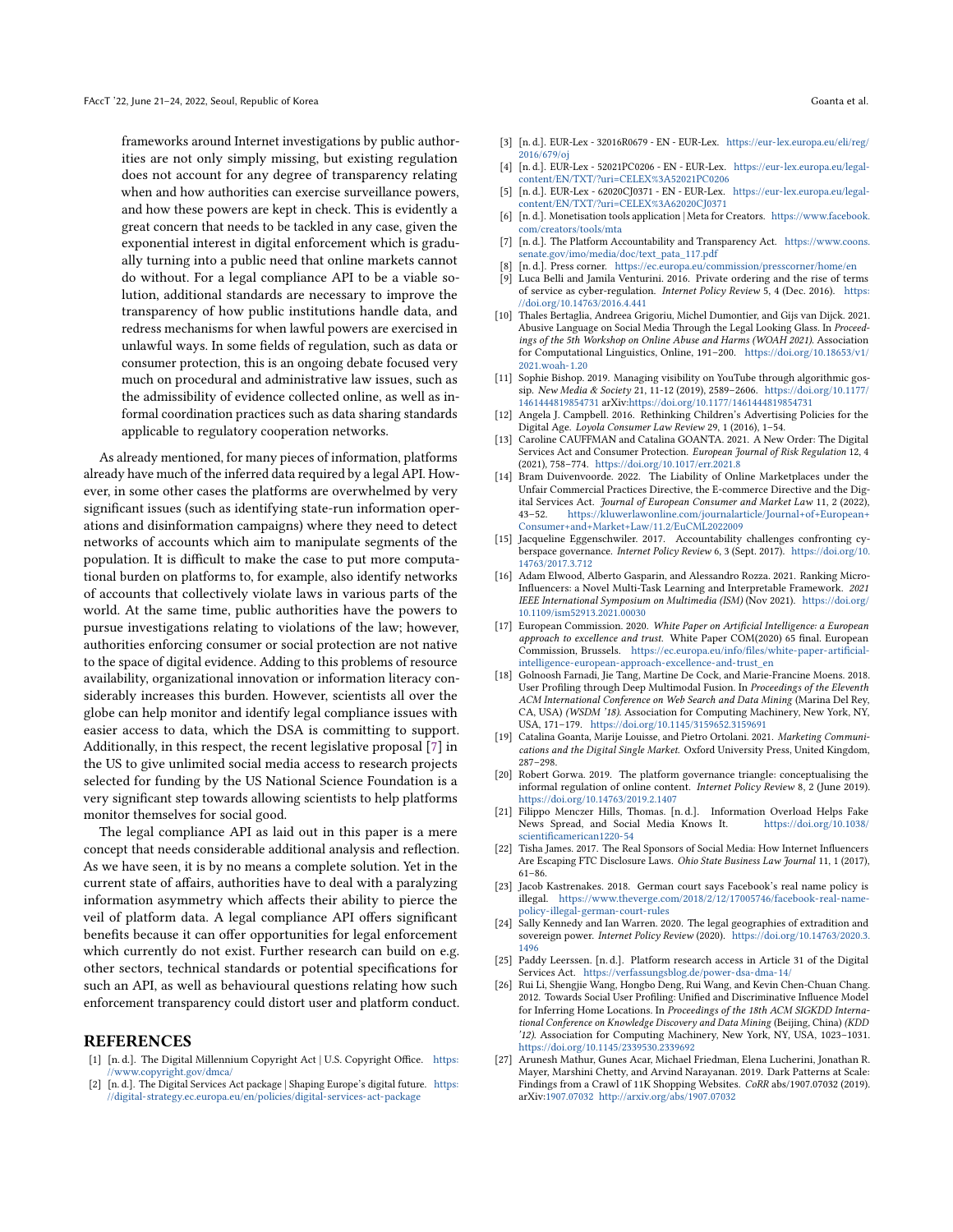frameworks around Internet investigations by public authorities are not only simply missing, but existing regulation does not account for any degree of transparency relating when and how authorities can exercise surveillance powers, and how these powers are kept in check. This is evidently a great concern that needs to be tackled in any case, given the exponential interest in digital enforcement which is gradually turning into a public need that online markets cannot do without. For a legal compliance API to be a viable solution, additional standards are necessary to improve the transparency of how public institutions handle data, and redress mechanisms for when lawful powers are exercised in unlawful ways. In some fields of regulation, such as data or consumer protection, this is an ongoing debate focused very much on procedural and administrative law issues, such as the admissibility of evidence collected online, as well as informal coordination practices such as data sharing standards applicable to regulatory cooperation networks.

As already mentioned, for many pieces of information, platforms already have much of the inferred data required by a legal API. However, in some other cases the platforms are overwhelmed by very significant issues (such as identifying state-run information operations and disinformation campaigns) where they need to detect networks of accounts which aim to manipulate segments of the population. It is difficult to make the case to put more computational burden on platforms to, for example, also identify networks of accounts that collectively violate laws in various parts of the world. At the same time, public authorities have the powers to pursue investigations relating to violations of the law; however, authorities enforcing consumer or social protection are not native to the space of digital evidence. Adding to this problems of resource availability, organizational innovation or information literacy considerably increases this burden. However, scientists all over the globe can help monitor and identify legal compliance issues with easier access to data, which the DSA is committing to support. Additionally, in this respect, the recent legislative proposal [7] in the US to give unlimited social media access to research projects selected for funding by the US National Science Foundation is a very significant step towards allowing scientists to help platforms monitor themselves for social good.

The legal compliance API as laid out in this paper is a mere concept that needs considerable additional analysis and reflection. As we have seen, it is by no means a complete solution. Yet in the current state of affairs, authorities have to deal with a paralyzing information asymmetry which affects their ability to pierce the veil of platform data. A legal compliance API offers significant benefits because it can offer opportunities for legal enforcement which currently do not exist. Further research can build on e.g. other sectors, technical standards or potential specifications for such an API, as well as behavioural questions relating how such enforcement transparency could distort user and platform conduct.

## REFERENCES

- [1] [n. d.]. The Digital Millennium Copyright Act | U.S. Copyright Office. https://www.copyright.gov/dmca/
- [2] [n. d.]. The Digital Services Act package | Shaping Europe's digital future. https://digital-strategy.ec.europa.eu/en/policies/digital-services-act-package
- [3] [n. d.]. EUR-Lex - 32016R0679 - EN - EUR-Lex. https://eur-lex.europa.eu/eli/reg/2016/679/oj
- [4] [n. d.]. EUR-Lex - 52021PC0206 - EN - EUR-Lex. https://eur-lex.europa.eu/legal-content/EN/TXT/?uri=CELEX%3A52021PC0206
- [5] [n. d.]. EUR-Lex - 62020CJ0371 - EN - EUR-Lex. https://eur-lex.europa.eu/legal-content/EN/TXT/?uri=CELEX%3A62020CJ0371
- [6] [n. d.]. Monetisation tools application | Meta for Creators. https://www.facebook.com/creators/tools/mta
- [7] [n. d.]. The Platform Accountability and Transparency Act. https://www.coons.senate.gov/imo/media/doc/text_pata_117.pdf
- [8] [n. d.]. Press corner. https://ec.europa.eu/commission/presscorner/home/en
- [9] Luca Belli and Jamila Venturini. 2016. Private ordering and the rise of terms of service as cyber-regulation. *Internet Policy Review* 5, 4 (Dec. 2016). https://doi.org/10.14763/2016.4.441
- [10] Thales Bertaglia, Andreea Grigoriu, Michel Dumontier, and Gijs van Dijck. 2021. Abusive Language on Social Media Through the Legal Looking Glass. In *Proceedings of the 5th Workshop on Online Abuse and Harms (WOAH 2021)*. Association for Computational Linguistics, Online, 191–200. https://doi.org/10.18653/v1/2021.woah-1.20
- [11] Sophie Bishop. 2019. Managing visibility on YouTube through algorithmic gossip. *New Media & Society* 21, 11-12 (2019), 2589–2606. https://doi.org/10.1177/1461444819854731 arXiv:https://doi.org/10.1177/1461444819854731
- [12] Angela J. Campbell. 2016. Rethinking Children's Advertising Policies for the Digital Age. *Loyola Consumer Law Review* 29, 1 (2016), 1–54.
- [13] Caroline CAUFFMAN and Catalina GOANTA. 2021. A New Order: The Digital Services Act and Consumer Protection. *European Journal of Risk Regulation* 12, 4 (2021), 758–774. https://doi.org/10.1017/err.2021.8
- [14] Bram Duivenvoorde. 2022. The Liability of Online Marketplaces under the Unfair Commercial Practices Directive, the E-commerce Directive and the Digital Services Act. *Journal of European Consumer and Market Law* 11, 2 (2022), 43–52. https://kluwerlawonline.com/journalarticle/Journal+of+European+Consumer+and+Market+Law/11.2/EuCML2022009
- [15] Jacqueline Eggenschwiler. 2017. Accountability challenges confronting cyberspace governance. *Internet Policy Review* 6, 3 (Sept. 2017). https://doi.org/10.14763/2017.3.712
- [16] Adam Elwood, Alberto Gasparin, and Alessandro Rozza. 2021. Ranking Micro-Influencers: a Novel Multi-Task Learning and Interpretable Framework. *2021 IEEE International Symposium on Multimedia (ISM)* (Nov 2021). https://doi.org/10.1109/ism52913.2021.00030
- [17] European Commission. 2020. *White Paper on Artificial Intelligence: a European approach to excellence and trust.* White Paper COM(2020) 65 final. European Commission, Brussels. https://ec.europa.eu/info/files/white-paper-artificial-intelligence-european-approach-excellence-and-trust_en
- [18] Golnoosh Farnadi, Jie Tang, Martine De Cock, and Marie-Francine Moens. 2018. User Profiling through Deep Multimodal Fusion. In *Proceedings of the Eleventh ACM International Conference on Web Search and Data Mining* (Marina Del Rey, CA, USA) *(WSDM '18)*. Association for Computing Machinery, New York, NY, USA, 171–179. https://doi.org/10.1145/3159652.3159691
- [19] Catalina Goanta, Marije Louisse, and Pietro Ortolani. 2021. *Marketing Communications and the Digital Single Market.* Oxford University Press, United Kingdom, 287–298.
- [20] Robert Gorwa. 2019. The platform governance triangle: conceptualising the informal regulation of online content. *Internet Policy Review* 8, 2 (June 2019). https://doi.org/10.14763/2019.2.1407
- [21] Filippo Menczer Hills, Thomas. [n. d.]. Information Overload Helps Fake News Spread, and Social Media Knows It. https://doi.org/10.1038/scientificamerican1220-54
- [22] Tisha James. 2017. The Real Sponsors of Social Media: How Internet Influencers Are Escaping FTC Disclosure Laws. *Ohio State Business Law Journal* 11, 1 (2017), 61–86.
- [23] Jacob Kastrenakes. 2018. German court says Facebook's real name policy is illegal. https://www.theverge.com/2018/2/12/17005746/facebook-real-name-policy-illegal-german-court-rules
- [24] Sally Kennedy and Ian Warren. 2020. The legal geographies of extradition and sovereign power. *Internet Policy Review* (2020). https://doi.org/10.14763/2020.3.1496
- [25] Paddy Leerssen. [n. d.]. Platform research access in Article 31 of the Digital Services Act. https://verfassungsblog.de/power-dsa-dma-14/
- [26] Rui Li, Shengjie Wang, Hongbo Deng, Rui Wang, and Kevin Chen-Chuan Chang. 2012. Towards Social User Profiling: Unified and Discriminative Influence Model for Inferring Home Locations. In *Proceedings of the 18th ACM SIGKDD International Conference on Knowledge Discovery and Data Mining* (Beijing, China) *(KDD '12)*. Association for Computing Machinery, New York, NY, USA, 1023–1031. https://doi.org/10.1145/2339530.2339692
- [27] Arunesh Mathur, Gunes Acar, Michael Friedman, Elena Lucherini, Jonathan R. Mayer, Marshini Chetty, and Arvind Narayanan. 2019. Dark Patterns at Scale: Findings from a Crawl of 11K Shopping Websites. *CoRR* abs/1907.07032 (2019). arXiv:1907.07032 http://arxiv.org/abs/1907.07032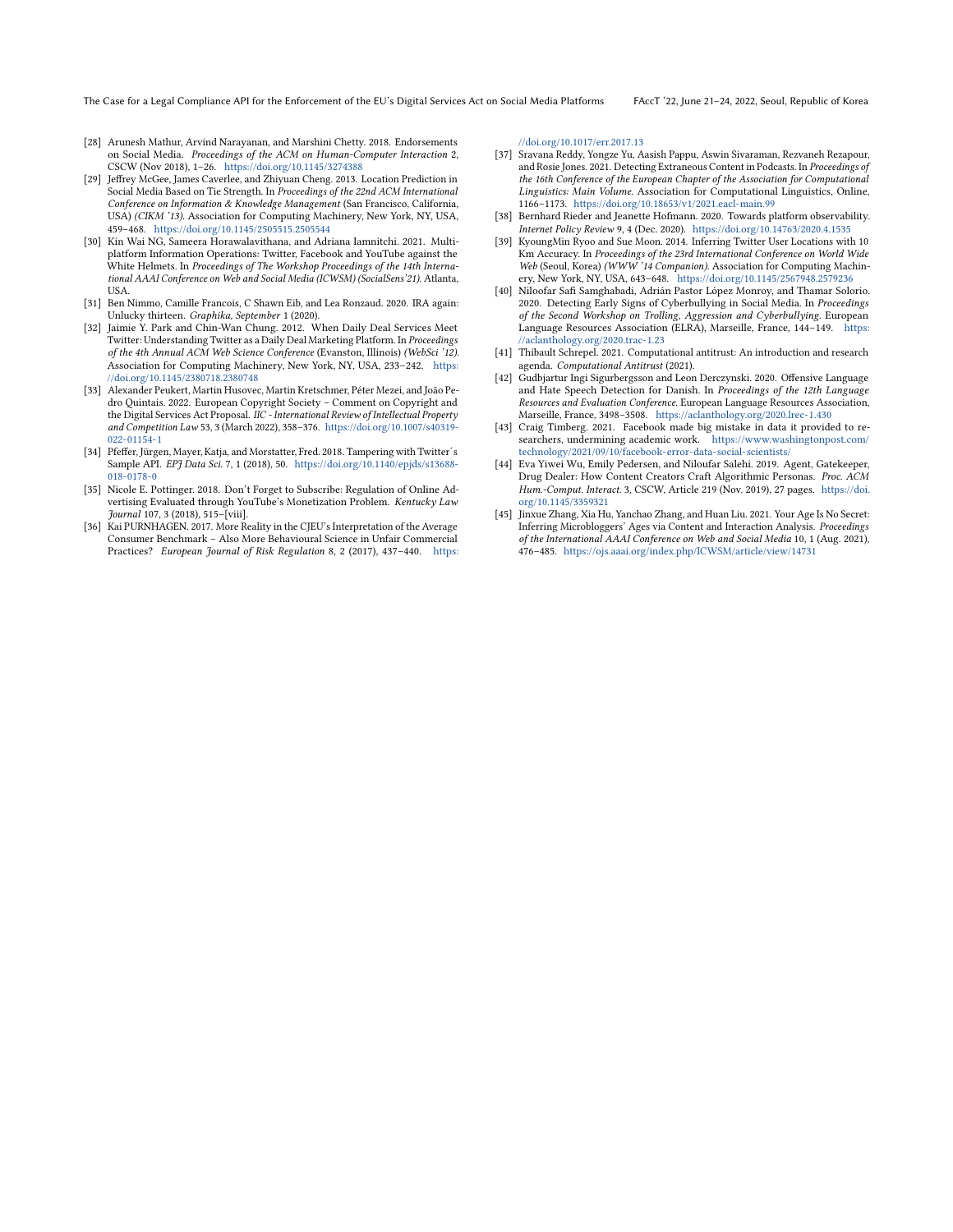[28] Arunesh Mathur, Arvind Narayanan, and Marshini Chetty. 2018. Endorsements on Social Media. *Proceedings of the ACM on Human-Computer Interaction* 2, CSCW (Nov 2018), 1–26. https://doi.org/10.1145/3274388

[29] Jeffrey McGee, James Caverlee, and Zhiyuan Cheng. 2013. Location Prediction in Social Media Based on Tie Strength. In *Proceedings of the 22nd ACM International Conference on Information & Knowledge Management* (San Francisco, California, USA) *(CIKM '13)*. Association for Computing Machinery, New York, NY, USA, 459–468. https://doi.org/10.1145/2505515.2505544

[30] Kin Wai NG, Sameera Horawalavithana, and Adriana Iamnitchi. 2021. Multi-platform Information Operations: Twitter, Facebook and YouTube against the White Helmets. In *Proceedings of The Workshop Proceedings of the 14th International AAAI Conference on Web and Social Media (ICWSM) (SocialSens'21)*. Atlanta, USA.

[31] Ben Nimmo, Camille Francois, C Shawn Eib, and Lea Ronzaud. 2020. IRA again: Unlucky thirteen. *Graphika, September* 1 (2020).

[32] Jaimie Y. Park and Chin-Wan Chung. 2012. When Daily Deal Services Meet Twitter: Understanding Twitter as a Daily Deal Marketing Platform. In *Proceedings of the 4th Annual ACM Web Science Conference* (Evanston, Illinois) *(WebSci '12)*. Association for Computing Machinery, New York, NY, USA, 233–242. https://doi.org/10.1145/2380718.2380748

[33] Alexander Peukert, Martin Husovec, Martin Kretschmer, Péter Mezei, and João Pedro Quintais. 2022. European Copyright Society – Comment on Copyright and the Digital Services Act Proposal. *IIC - International Review of Intellectual Property and Competition Law* 53, 3 (March 2022), 358–376. https://doi.org/10.1007/s40319-022-01154-1

[34] Pfeffer, Jürgen, Mayer, Katja, and Morstatter, Fred. 2018. Tampering with Twitter´s Sample API. *EPJ Data Sci.* 7, 1 (2018), 50. https://doi.org/10.1140/epjds/s13688-018-0178-0

[35] Nicole E. Pottinger. 2018. Don't Forget to Subscribe: Regulation of Online Advertising Evaluated through YouTube's Monetization Problem. *Kentucky Law Journal* 107, 3 (2018), 515–[viii].

[36] Kai PURNHAGEN. 2017. More Reality in the CJEU's Interpretation of the Average Consumer Benchmark – Also More Behavioural Science in Unfair Commercial Practices? *European Journal of Risk Regulation* 8, 2 (2017), 437–440. https://doi.org/10.1017/err.2017.13

[37] Sravana Reddy, Yongze Yu, Aasish Pappu, Aswin Sivaraman, Rezvaneh Rezapour, and Rosie Jones. 2021. Detecting Extraneous Content in Podcasts. In *Proceedings of the 16th Conference of the European Chapter of the Association for Computational Linguistics: Main Volume*. Association for Computational Linguistics, Online, 1166–1173. https://doi.org/10.18653/v1/2021.eacl-main.99

[38] Bernhard Rieder and Jeanette Hofmann. 2020. Towards platform observability. *Internet Policy Review* 9, 4 (Dec. 2020). https://doi.org/10.14763/2020.4.1535

[39] KyoungMin Ryoo and Sue Moon. 2014. Inferring Twitter User Locations with 10 Km Accuracy. In *Proceedings of the 23rd International Conference on World Wide Web* (Seoul, Korea) *(WWW '14 Companion)*. Association for Computing Machinery, New York, NY, USA, 643–648. https://doi.org/10.1145/2567948.2579236

[40] Niloofar Safi Samghabadi, Adrián Pastor López Monroy, and Thamar Solorio. 2020. Detecting Early Signs of Cyberbullying in Social Media. In *Proceedings of the Second Workshop on Trolling, Aggression and Cyberbullying*. European Language Resources Association (ELRA), Marseille, France, 144–149. https://aclanthology.org/2020.trac-1.23

[41] Thibault Schrepel. 2021. Computational antitrust: An introduction and research agenda. *Computational Antitrust* (2021).

[42] Gudbjartur Ingi Sigurbergsson and Leon Derczynski. 2020. Offensive Language and Hate Speech Detection for Danish. In *Proceedings of the 12th Language Resources and Evaluation Conference*. European Language Resources Association, Marseille, France, 3498–3508. https://aclanthology.org/2020.lrec-1.430

[43] Craig Timberg. 2021. Facebook made big mistake in data it provided to researchers, undermining academic work. https://www.washingtonpost.com/technology/2021/09/10/facebook-error-data-social-scientists/

[44] Eva Yiwei Wu, Emily Pedersen, and Niloufar Salehi. 2019. Agent, Gatekeeper, Drug Dealer: How Content Creators Craft Algorithmic Personas. *Proc. ACM Hum.-Comput. Interact.* 3, CSCW, Article 219 (Nov. 2019), 27 pages. https://doi.org/10.1145/3359321

[45] Jinxue Zhang, Xia Hu, Yanchao Zhang, and Huan Liu. 2021. Your Age Is No Secret: Inferring Microbloggers' Ages via Content and Interaction Analysis. *Proceedings of the International AAAI Conference on Web and Social Media* 10, 1 (Aug. 2021), 476–485. https://ojs.aaai.org/index.php/ICWSM/article/view/14731